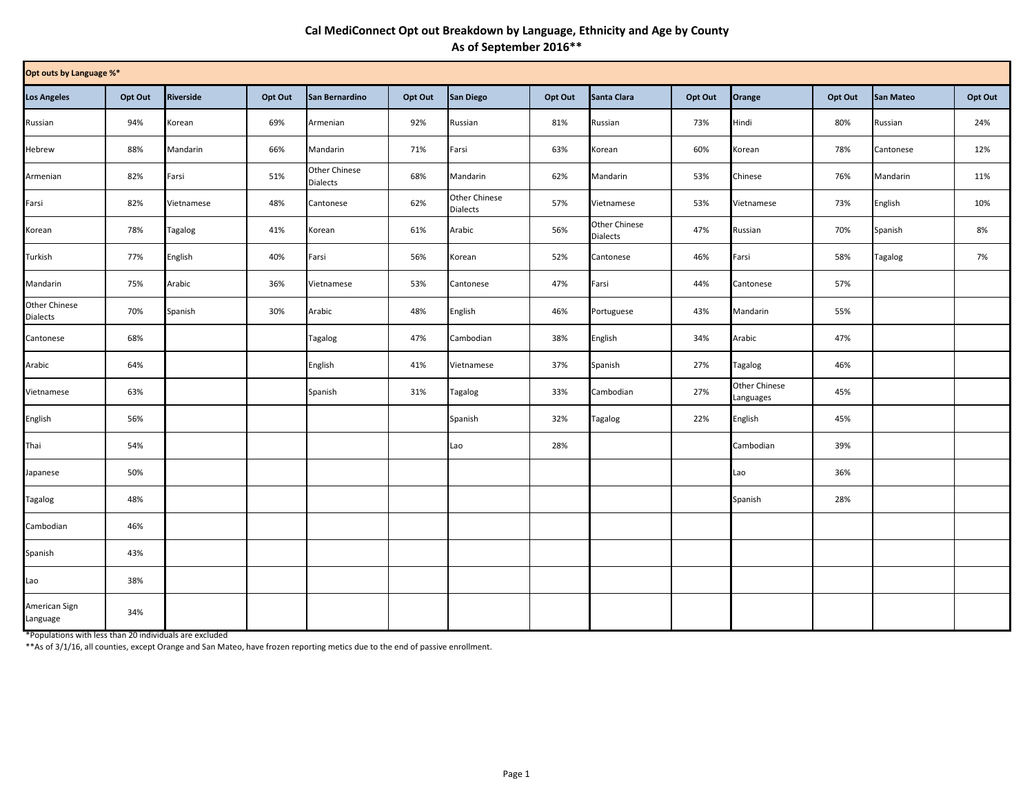# Cal MediConnect Opt out Breakdown by Language, Ethnicity and Age by County
## As of September 2016**

| Opt outs by Language %* | | | | | | | | | | | | | |
|---|---|---|---|---|---|---|---|---|---|---|---|---|---|
| **Los Angeles** | **Opt Out** | **Riverside** | **Opt Out** | **San Bernardino** | **Opt Out** | **San Diego** | **Opt Out** | **Santa Clara** | **Opt Out** | **Orange** | **Opt Out** | **San Mateo** | **Opt Out** |
| Russian | 94% | Korean | 69% | Armenian | 92% | Russian | 81% | Russian | 73% | Hindi | 80% | Russian | 24% |
| Hebrew | 88% | Mandarin | 66% | Mandarin | 71% | Farsi | 63% | Korean | 60% | Korean | 78% | Cantonese | 12% |
| Armenian | 82% | Farsi | 51% | Other Chinese Dialects | 68% | Mandarin | 62% | Mandarin | 53% | Chinese | 76% | Mandarin | 11% |
| Farsi | 82% | Vietnamese | 48% | Cantonese | 62% | Other Chinese Dialects | 57% | Vietnamese | 53% | Vietnamese | 73% | English | 10% |
| Korean | 78% | Tagalog | 41% | Korean | 61% | Arabic | 56% | Other Chinese Dialects | 47% | Russian | 70% | Spanish | 8% |
| Turkish | 77% | English | 40% | Farsi | 56% | Korean | 52% | Cantonese | 46% | Farsi | 58% | Tagalog | 7% |
| Mandarin | 75% | Arabic | 36% | Vietnamese | 53% | Cantonese | 47% | Farsi | 44% | Cantonese | 57% | | |
| Other Chinese Dialects | 70% | Spanish | 30% | Arabic | 48% | English | 46% | Portuguese | 43% | Mandarin | 55% | | |
| Cantonese | 68% | | | Tagalog | 47% | Cambodian | 38% | English | 34% | Arabic | 47% | | |
| Arabic | 64% | | | English | 41% | Vietnamese | 37% | Spanish | 27% | Tagalog | 46% | | |
| Vietnamese | 63% | | | Spanish | 31% | Tagalog | 33% | Cambodian | 27% | Other Chinese Languages | 45% | | |
| English | 56% | | | | | Spanish | 32% | Tagalog | 22% | English | 45% | | |
| Thai | 54% | | | | | Lao | 28% | | | Cambodian | 39% | | |
| Japanese | 50% | | | | | | | | | Lao | 36% | | |
| Tagalog | 48% | | | | | | | | | Spanish | 28% | | |
| Cambodian | 46% | | | | | | | | | | | | |
| Spanish | 43% | | | | | | | | | | | | |
| Lao | 38% | | | | | | | | | | | | |
| American Sign Language | 34% | | | | | | | | | | | | |

*Populations with less than 20 individuals are excluded

**As of 3/1/16, all counties, except Orange and San Mateo, have frozen reporting metics due to the end of passive enrollment.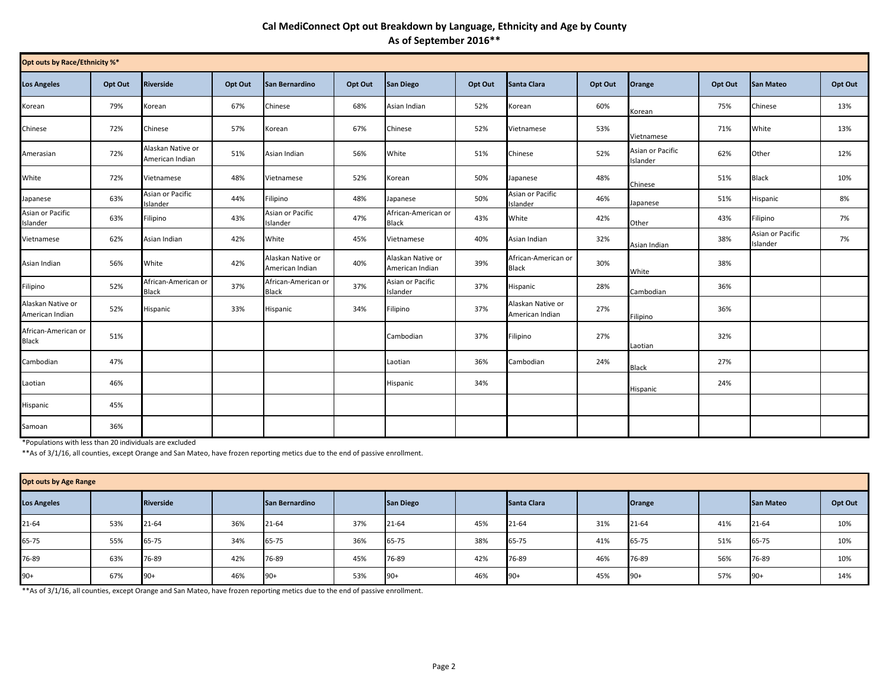# Cal MediConnect Opt out Breakdown by Language, Ethnicity and Age by County

**As of September 2016****

| Opt outs by Race/Ethnicity %* | | | | | | | | | | | | | |
|---|---|---|---|---|---|---|---|---|---|---|---|---|---|
| **Los Angeles** | **Opt Out** | **Riverside** | **Opt Out** | **San Bernardino** | **Opt Out** | **San Diego** | **Opt Out** | **Santa Clara** | **Opt Out** | **Orange** | **Opt Out** | **San Mateo** | **Opt Out** |
| Korean | 79% | Korean | 67% | Chinese | 68% | Asian Indian | 52% | Korean | 60% | Korean | 75% | Chinese | 13% |
| Chinese | 72% | Chinese | 57% | Korean | 67% | Chinese | 52% | Vietnamese | 53% | Vietnamese | 71% | White | 13% |
| Amerasian | 72% | Alaskan Native or American Indian | 51% | Asian Indian | 56% | White | 51% | Chinese | 52% | Asian or Pacific Islander | 62% | Other | 12% |
| White | 72% | Vietnamese | 48% | Vietnamese | 52% | Korean | 50% | Japanese | 48% | Chinese | 51% | Black | 10% |
| Japanese | 63% | Asian or Pacific Islander | 44% | Filipino | 48% | Japanese | 50% | Asian or Pacific Islander | 46% | Japanese | 51% | Hispanic | 8% |
| Asian or Pacific Islander | 63% | Filipino | 43% | Asian or Pacific Islander | 47% | African-American or Black | 43% | White | 42% | Other | 43% | Filipino | 7% |
| Vietnamese | 62% | Asian Indian | 42% | White | 45% | Vietnamese | 40% | Asian Indian | 32% | Asian Indian | 38% | Asian or Pacific Islander | 7% |
| Asian Indian | 56% | White | 42% | Alaskan Native or American Indian | 40% | Alaskan Native or American Indian | 39% | African-American or Black | 30% | White | 38% | | |
| Filipino | 52% | African-American or Black | 37% | African-American or Black | 37% | Asian or Pacific Islander | 37% | Hispanic | 28% | Cambodian | 36% | | |
| Alaskan Native or American Indian | 52% | Hispanic | 33% | Hispanic | 34% | Filipino | 37% | Alaskan Native or American Indian | 27% | Filipino | 36% | | |
| African-American or Black | 51% | | | | | Cambodian | 37% | Filipino | 27% | Laotian | 32% | | |
| Cambodian | 47% | | | | | Laotian | 36% | Cambodian | 24% | Black | 27% | | |
| Laotian | 46% | | | | | Hispanic | 34% | | | Hispanic | 24% | | |
| Hispanic | 45% | | | | | | | | | | | | |
| Samoan | 36% | | | | | | | | | | | | |

*Populations with less than 20 individuals are excluded

**As of 3/1/16, all counties, except Orange and San Mateo, have frozen reporting metics due to the end of passive enrollment.

| Opt outs by Age Range | | | | | | | | | | | | | |
|---|---|---|---|---|---|---|---|---|---|---|---|---|---|
| **Los Angeles** | | **Riverside** | | **San Bernardino** | | **San Diego** | | **Santa Clara** | | **Orange** | | **San Mateo** | **Opt Out** |
| 21-64 | 53% | 21-64 | 36% | 21-64 | 37% | 21-64 | 45% | 21-64 | 31% | 21-64 | 41% | 21-64 | 10% |
| 65-75 | 55% | 65-75 | 34% | 65-75 | 36% | 65-75 | 38% | 65-75 | 41% | 65-75 | 51% | 65-75 | 10% |
| 76-89 | 63% | 76-89 | 42% | 76-89 | 45% | 76-89 | 42% | 76-89 | 46% | 76-89 | 56% | 76-89 | 10% |
| 90+ | 67% | 90+ | 46% | 90+ | 53% | 90+ | 46% | 90+ | 45% | 90+ | 57% | 90+ | 14% |

**As of 3/1/16, all counties, except Orange and San Mateo, have frozen reporting metics due to the end of passive enrollment.